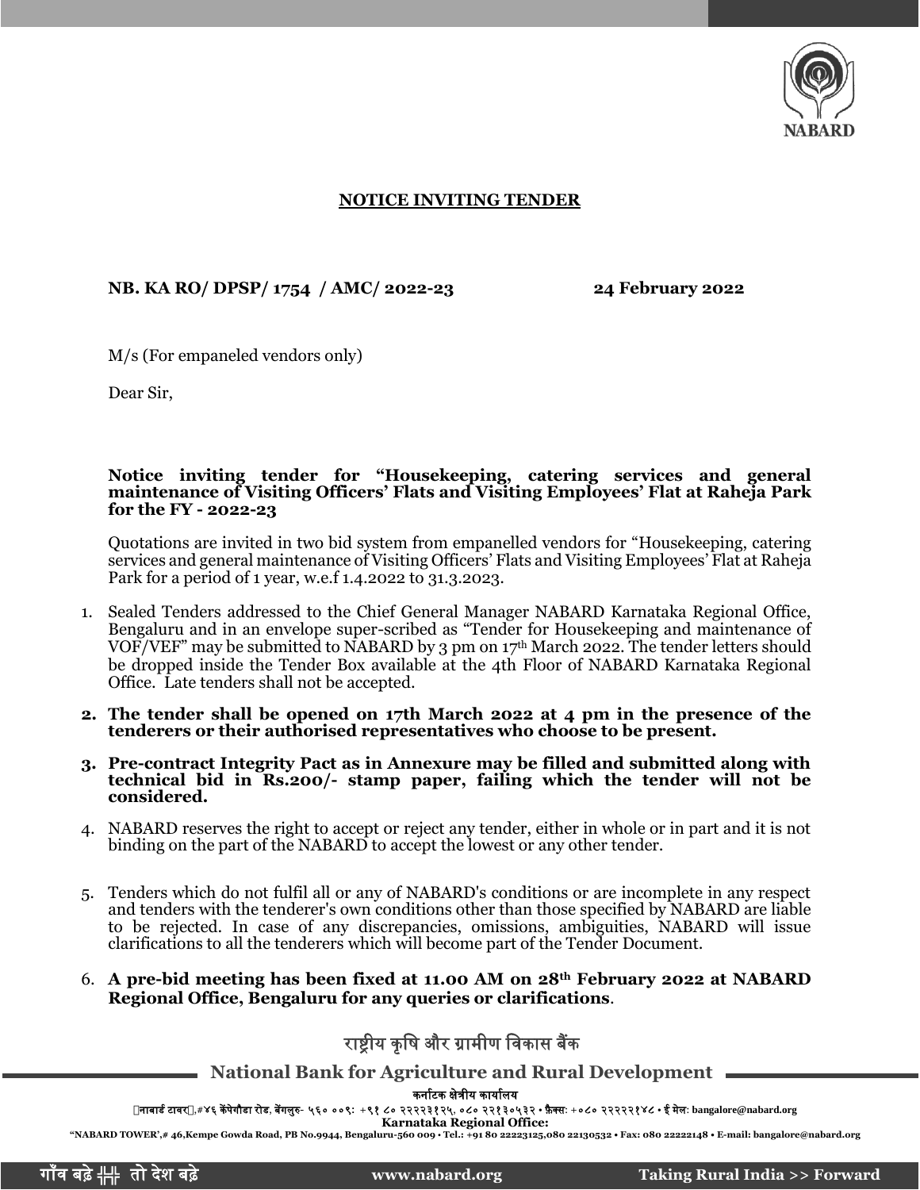## NOTICE INVITING TENDER

**NB. KA RO/ DPSP/ 1754 / AMC/ 2022-23** **24 February 2022**

M/s (For empaneled vendors only)

Dear Sir,

**Notice inviting tender for "Housekeeping, catering services and general maintenance of Visiting Officers' Flats and Visiting Employees' Flat at Raheja Park for the FY - 2022-23**

Quotations are invited in two bid system from empanelled vendors for "Housekeeping, catering services and general maintenance of Visiting Officers' Flats and Visiting Employees' Flat at Raheja Park for a period of 1 year, w.e.f 1.4.2022 to 31.3.2023.

1. Sealed Tenders addressed to the Chief General Manager NABARD Karnataka Regional Office, Bengaluru and in an envelope super-scribed as "Tender for Housekeeping and maintenance of VOF/VEF" may be submitted to NABARD by 3 pm on 17th March 2022. The tender letters should be dropped inside the Tender Box available at the 4th Floor of NABARD Karnataka Regional Office. Late tenders shall not be accepted.
2. **The tender shall be opened on 17th March 2022 at 4 pm in the presence of the tenderers or their authorised representatives who choose to be present.**
3. **Pre-contract Integrity Pact as in Annexure may be filled and submitted along with technical bid in Rs.200/- stamp paper, failing which the tender will not be considered.**
4. NABARD reserves the right to accept or reject any tender, either in whole or in part and it is not binding on the part of the NABARD to accept the lowest or any other tender.
5. Tenders which do not fulfil all or any of NABARD's conditions or are incomplete in any respect and tenders with the tenderer's own conditions other than those specified by NABARD are liable to be rejected. In case of any discrepancies, omissions, ambiguities, NABARD will issue clarifications to all the tenderers which will become part of the Tender Document.
6. **A pre-bid meeting has been fixed at 11.00 AM on 28th February 2022 at NABARD Regional Office, Bengaluru for any queries or clarifications**.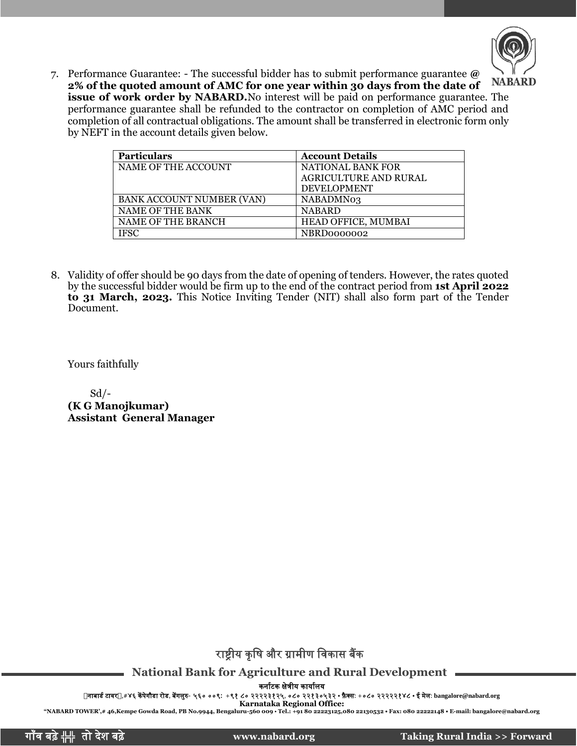7. Performance Guarantee: - The successful bidder has to submit performance guarantee **@ 2% of the quoted amount of AMC for one year within 30 days from the date of issue of work order by NABARD.**No interest will be paid on performance guarantee. The performance guarantee shall be refunded to the contractor on completion of AMC period and completion of all contractual obligations. The amount shall be transferred in electronic form only by NEFT in the account details given below.

| **Particulars** | **Account Details** |
|---|---|
| NAME OF THE ACCOUNT | NATIONAL BANK FOR AGRICULTURE AND RURAL DEVELOPMENT |
| BANK ACCOUNT NUMBER (VAN) | NABADMN03 |
| NAME OF THE BANK | NABARD |
| NAME OF THE BRANCH | HEAD OFFICE, MUMBAI |
| IFSC | NBRD0000002 |

8. Validity of offer should be 90 days from the date of opening of tenders. However, the rates quoted by the successful bidder would be firm up to the end of the contract period from **1st April 2022 to 31 March, 2023.** This Notice Inviting Tender (NIT) shall also form part of the Tender Document.

Yours faithfully

Sd/-
**(K G Manojkumar)**
**Assistant General Manager**